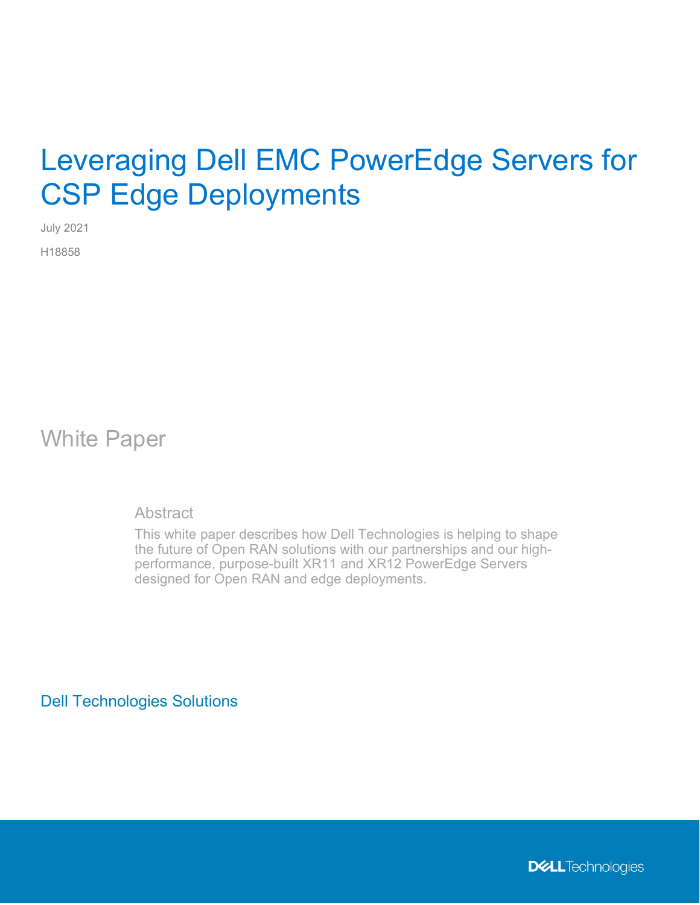# Leveraging Dell EMC PowerEdge Servers for CSP Edge Deployments

July 2021

H18858

## White Paper

### Abstract

This white paper describes how Dell Technologies is helping to shape the future of Open RAN solutions with our partnerships and our high-performance, purpose-built XR11 and XR12 PowerEdge Servers designed for Open RAN and edge deployments.

Dell Technologies Solutions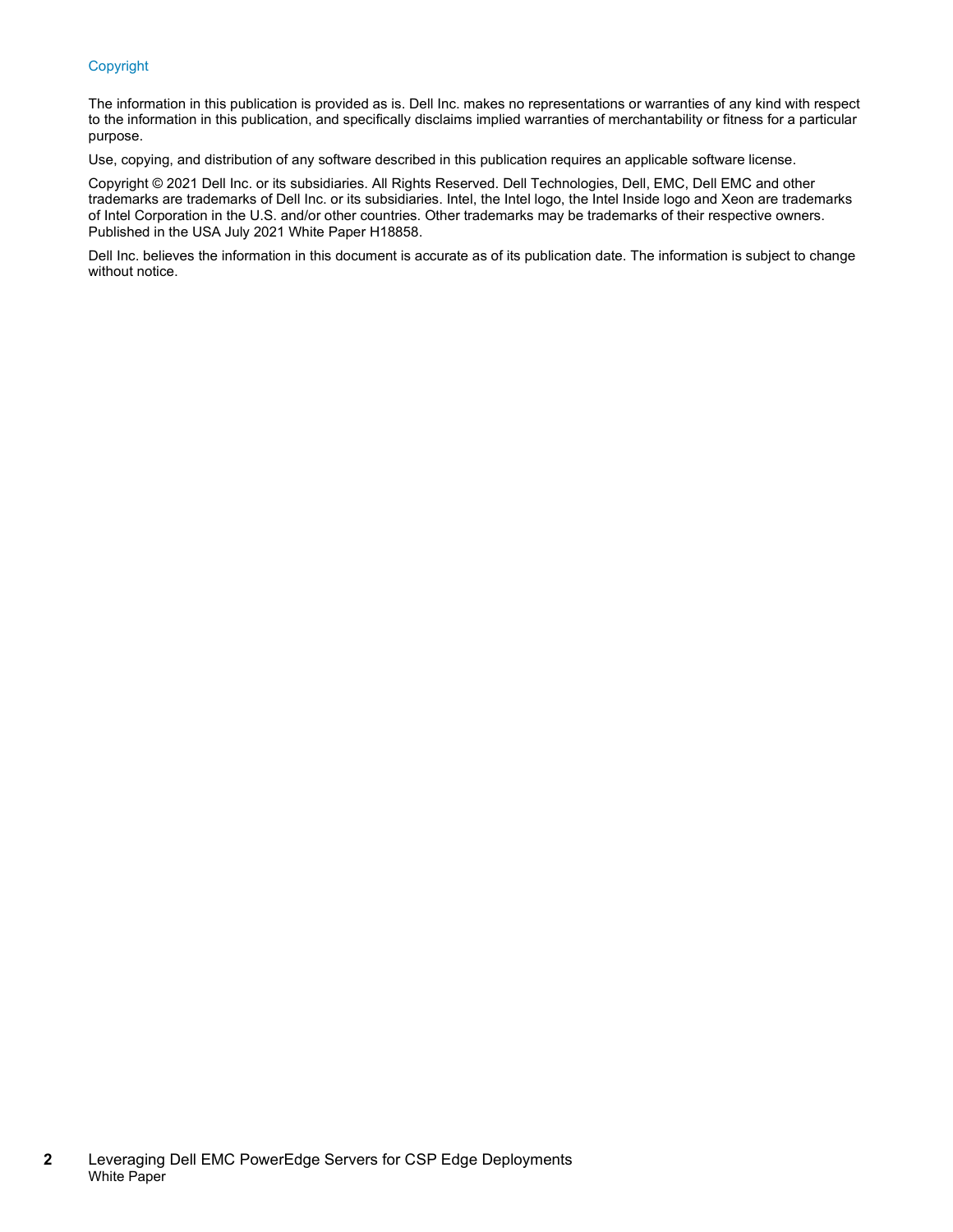## Copyright

The information in this publication is provided as is. Dell Inc. makes no representations or warranties of any kind with respect to the information in this publication, and specifically disclaims implied warranties of merchantability or fitness for a particular purpose.

Use, copying, and distribution of any software described in this publication requires an applicable software license.

Copyright © 2021 Dell Inc. or its subsidiaries. All Rights Reserved. Dell Technologies, Dell, EMC, Dell EMC and other trademarks are trademarks of Dell Inc. or its subsidiaries. Intel, the Intel logo, the Intel Inside logo and Xeon are trademarks of Intel Corporation in the U.S. and/or other countries. Other trademarks may be trademarks of their respective owners. Published in the USA July 2021 White Paper H18858.

Dell Inc. believes the information in this document is accurate as of its publication date. The information is subject to change without notice.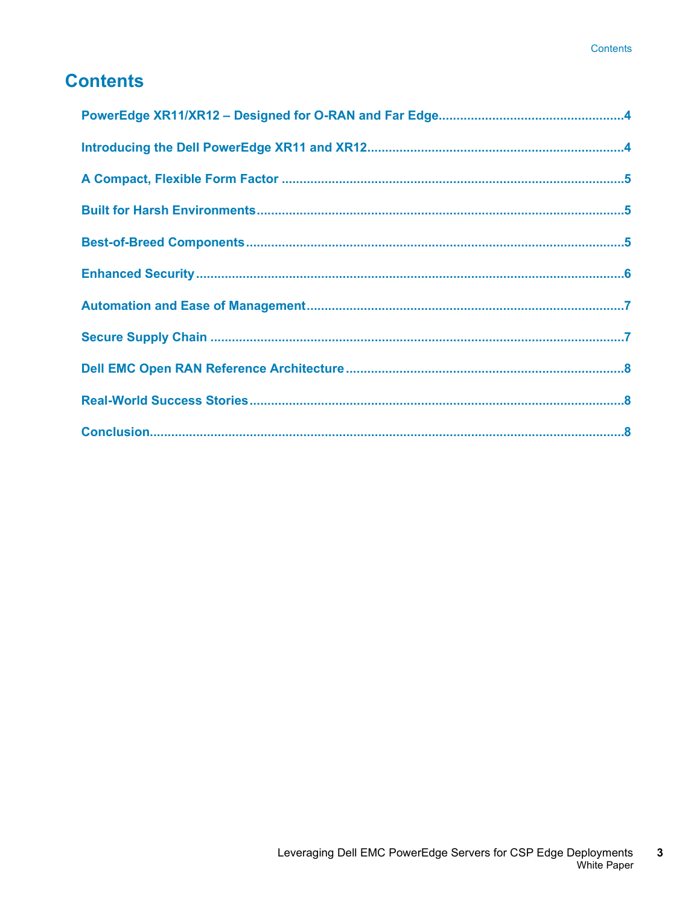# Contents

PowerEdge XR11/XR12 – Designed for O-RAN and Far Edge....................................................4

Introducing the Dell PowerEdge XR11 and XR12.......................................................................4

A Compact, Flexible Form Factor ..............................................................................................5

Built for Harsh Environments.....................................................................................................5

Best-of-Breed Components.........................................................................................................5

Enhanced Security.......................................................................................................................6

Automation and Ease of Management........................................................................................7

Secure Supply Chain ...................................................................................................................7

Dell EMC Open RAN Reference Architecture ..............................................................................8

Real-World Success Stories.........................................................................................................8

Conclusion....................................................................................................................................8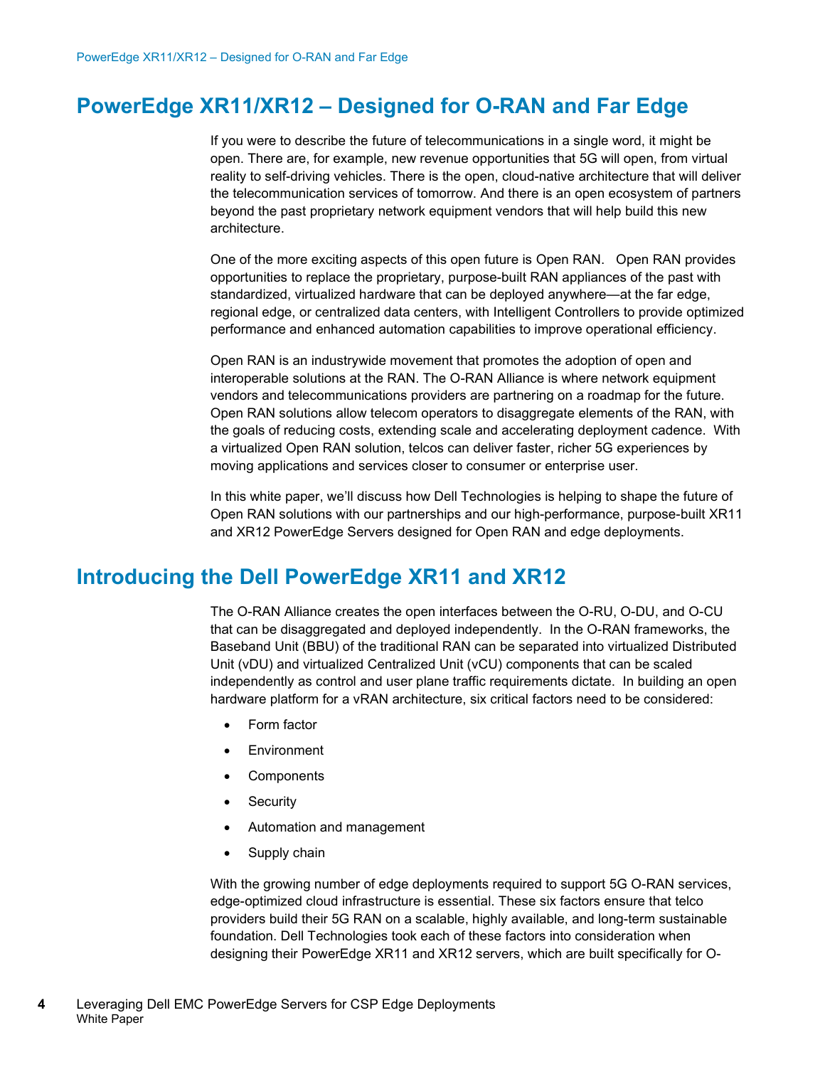## PowerEdge XR11/XR12 – Designed for O-RAN and Far Edge

If you were to describe the future of telecommunications in a single word, it might be open. There are, for example, new revenue opportunities that 5G will open, from virtual reality to self-driving vehicles. There is the open, cloud-native architecture that will deliver the telecommunication services of tomorrow. And there is an open ecosystem of partners beyond the past proprietary network equipment vendors that will help build this new architecture.

One of the more exciting aspects of this open future is Open RAN. Open RAN provides opportunities to replace the proprietary, purpose-built RAN appliances of the past with standardized, virtualized hardware that can be deployed anywhere—at the far edge, regional edge, or centralized data centers, with Intelligent Controllers to provide optimized performance and enhanced automation capabilities to improve operational efficiency.

Open RAN is an industrywide movement that promotes the adoption of open and interoperable solutions at the RAN. The O-RAN Alliance is where network equipment vendors and telecommunications providers are partnering on a roadmap for the future. Open RAN solutions allow telecom operators to disaggregate elements of the RAN, with the goals of reducing costs, extending scale and accelerating deployment cadence. With a virtualized Open RAN solution, telcos can deliver faster, richer 5G experiences by moving applications and services closer to consumer or enterprise user.

In this white paper, we'll discuss how Dell Technologies is helping to shape the future of Open RAN solutions with our partnerships and our high-performance, purpose-built XR11 and XR12 PowerEdge Servers designed for Open RAN and edge deployments.

## Introducing the Dell PowerEdge XR11 and XR12

The O-RAN Alliance creates the open interfaces between the O-RU, O-DU, and O-CU that can be disaggregated and deployed independently. In the O-RAN frameworks, the Baseband Unit (BBU) of the traditional RAN can be separated into virtualized Distributed Unit (vDU) and virtualized Centralized Unit (vCU) components that can be scaled independently as control and user plane traffic requirements dictate. In building an open hardware platform for a vRAN architecture, six critical factors need to be considered:

- Form factor
- Environment
- Components
- Security
- Automation and management
- Supply chain

With the growing number of edge deployments required to support 5G O-RAN services, edge-optimized cloud infrastructure is essential. These six factors ensure that telco providers build their 5G RAN on a scalable, highly available, and long-term sustainable foundation. Dell Technologies took each of these factors into consideration when designing their PowerEdge XR11 and XR12 servers, which are built specifically for O-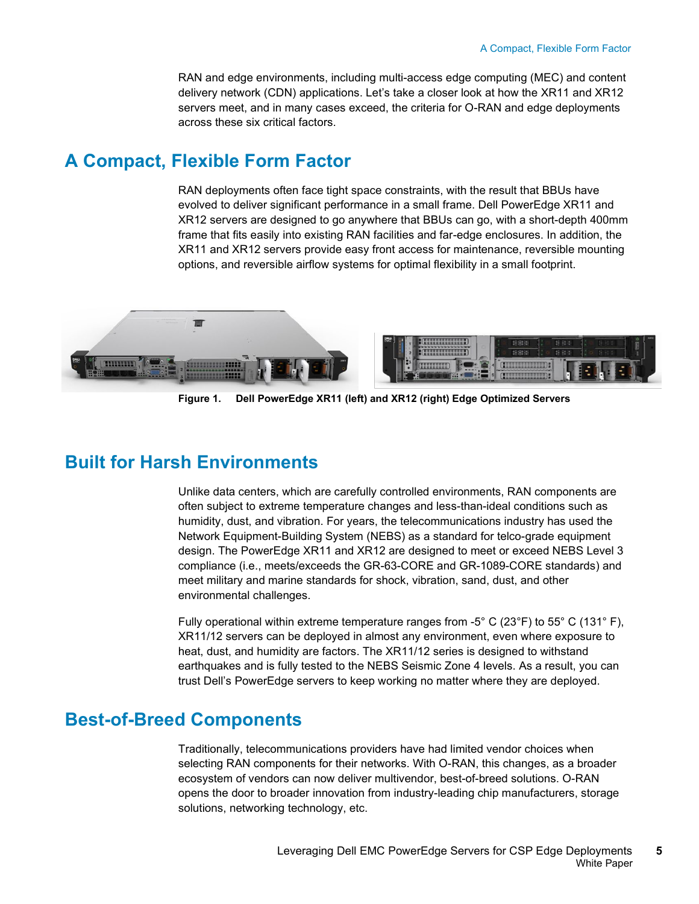RAN and edge environments, including multi-access edge computing (MEC) and content delivery network (CDN) applications. Let's take a closer look at how the XR11 and XR12 servers meet, and in many cases exceed, the criteria for O-RAN and edge deployments across these six critical factors.

## A Compact, Flexible Form Factor

RAN deployments often face tight space constraints, with the result that BBUs have evolved to deliver significant performance in a small frame. Dell PowerEdge XR11 and XR12 servers are designed to go anywhere that BBUs can go, with a short-depth 400mm frame that fits easily into existing RAN facilities and far-edge enclosures. In addition, the XR11 and XR12 servers provide easy front access for maintenance, reversible mounting options, and reversible airflow systems for optimal flexibility in a small footprint.

**Figure 1. Dell PowerEdge XR11 (left) and XR12 (right) Edge Optimized Servers**

## Built for Harsh Environments

Unlike data centers, which are carefully controlled environments, RAN components are often subject to extreme temperature changes and less-than-ideal conditions such as humidity, dust, and vibration. For years, the telecommunications industry has used the Network Equipment-Building System (NEBS) as a standard for telco-grade equipment design. The PowerEdge XR11 and XR12 are designed to meet or exceed NEBS Level 3 compliance (i.e., meets/exceeds the GR-63-CORE and GR-1089-CORE standards) and meet military and marine standards for shock, vibration, sand, dust, and other environmental challenges.

Fully operational within extreme temperature ranges from -5° C (23°F) to 55° C (131° F), XR11/12 servers can be deployed in almost any environment, even where exposure to heat, dust, and humidity are factors. The XR11/12 series is designed to withstand earthquakes and is fully tested to the NEBS Seismic Zone 4 levels. As a result, you can trust Dell's PowerEdge servers to keep working no matter where they are deployed.

## Best-of-Breed Components

Traditionally, telecommunications providers have had limited vendor choices when selecting RAN components for their networks. With O-RAN, this changes, as a broader ecosystem of vendors can now deliver multivendor, best-of-breed solutions. O-RAN opens the door to broader innovation from industry-leading chip manufacturers, storage solutions, networking technology, etc.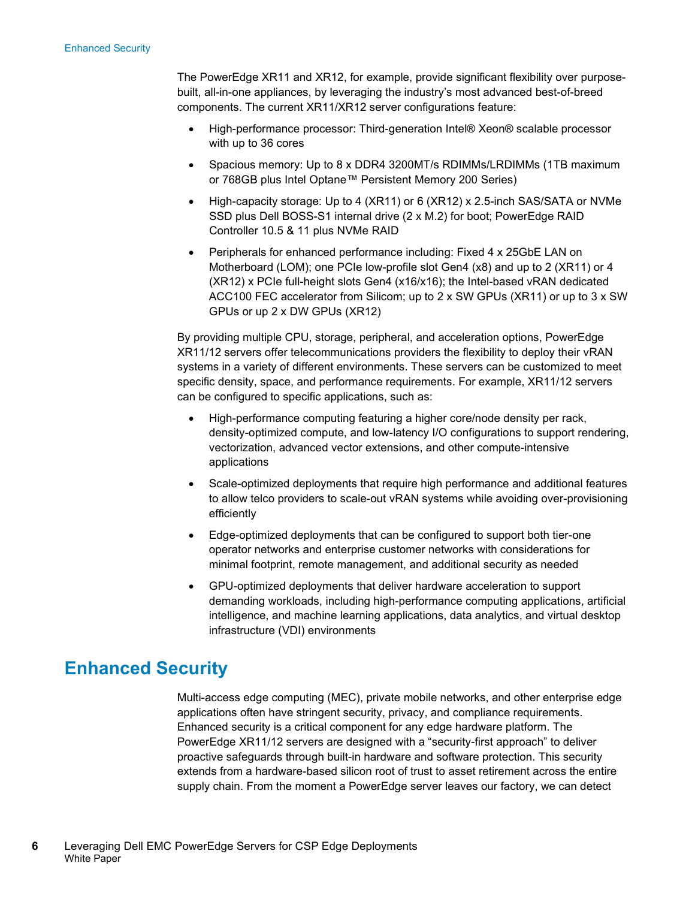The PowerEdge XR11 and XR12, for example, provide significant flexibility over purpose-built, all-in-one appliances, by leveraging the industry's most advanced best-of-breed components. The current XR11/XR12 server configurations feature:

- High-performance processor: Third-generation Intel® Xeon® scalable processor with up to 36 cores
- Spacious memory: Up to 8 x DDR4 3200MT/s RDIMMs/LRDIMMs (1TB maximum or 768GB plus Intel Optane™ Persistent Memory 200 Series)
- High-capacity storage: Up to 4 (XR11) or 6 (XR12) x 2.5-inch SAS/SATA or NVMe SSD plus Dell BOSS-S1 internal drive (2 x M.2) for boot; PowerEdge RAID Controller 10.5 & 11 plus NVMe RAID
- Peripherals for enhanced performance including: Fixed 4 x 25GbE LAN on Motherboard (LOM); one PCIe low-profile slot Gen4 (x8) and up to 2 (XR11) or 4 (XR12) x PCIe full-height slots Gen4 (x16/x16); the Intel-based vRAN dedicated ACC100 FEC accelerator from Silicom; up to 2 x SW GPUs (XR11) or up to 3 x SW GPUs or up 2 x DW GPUs (XR12)

By providing multiple CPU, storage, peripheral, and acceleration options, PowerEdge XR11/12 servers offer telecommunications providers the flexibility to deploy their vRAN systems in a variety of different environments. These servers can be customized to meet specific density, space, and performance requirements. For example, XR11/12 servers can be configured to specific applications, such as:

- High-performance computing featuring a higher core/node density per rack, density-optimized compute, and low-latency I/O configurations to support rendering, vectorization, advanced vector extensions, and other compute-intensive applications
- Scale-optimized deployments that require high performance and additional features to allow telco providers to scale-out vRAN systems while avoiding over-provisioning efficiently
- Edge-optimized deployments that can be configured to support both tier-one operator networks and enterprise customer networks with considerations for minimal footprint, remote management, and additional security as needed
- GPU-optimized deployments that deliver hardware acceleration to support demanding workloads, including high-performance computing applications, artificial intelligence, and machine learning applications, data analytics, and virtual desktop infrastructure (VDI) environments

# Enhanced Security

Multi-access edge computing (MEC), private mobile networks, and other enterprise edge applications often have stringent security, privacy, and compliance requirements. Enhanced security is a critical component for any edge hardware platform. The PowerEdge XR11/12 servers are designed with a "security-first approach" to deliver proactive safeguards through built-in hardware and software protection. This security extends from a hardware-based silicon root of trust to asset retirement across the entire supply chain. From the moment a PowerEdge server leaves our factory, we can detect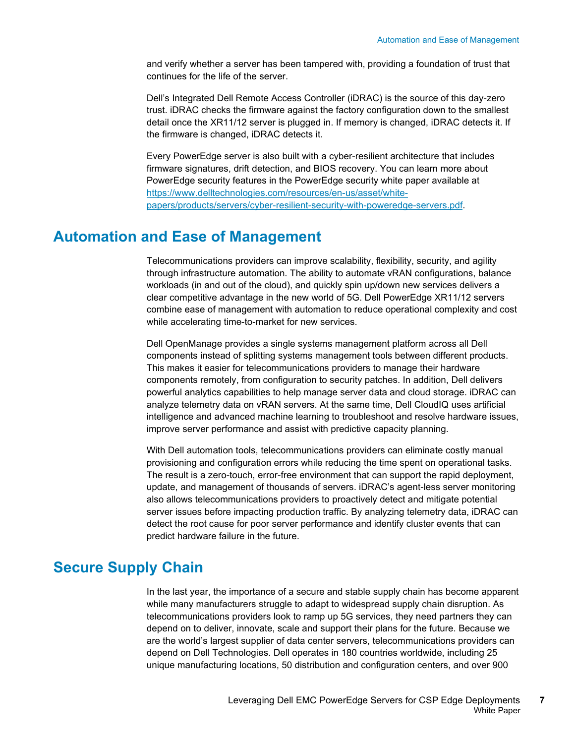and verify whether a server has been tampered with, providing a foundation of trust that continues for the life of the server.

Dell's Integrated Dell Remote Access Controller (iDRAC) is the source of this day-zero trust. iDRAC checks the firmware against the factory configuration down to the smallest detail once the XR11/12 server is plugged in. If memory is changed, iDRAC detects it. If the firmware is changed, iDRAC detects it.

Every PowerEdge server is also built with a cyber-resilient architecture that includes firmware signatures, drift detection, and BIOS recovery. You can learn more about PowerEdge security features in the PowerEdge security white paper available at [https://www.delltechnologies.com/resources/en-us/asset/white-papers/products/servers/cyber-resilient-security-with-poweredge-servers.pdf](https://www.delltechnologies.com/resources/en-us/asset/white-papers/products/servers/cyber-resilient-security-with-poweredge-servers.pdf).

# Automation and Ease of Management

Telecommunications providers can improve scalability, flexibility, security, and agility through infrastructure automation. The ability to automate vRAN configurations, balance workloads (in and out of the cloud), and quickly spin up/down new services delivers a clear competitive advantage in the new world of 5G. Dell PowerEdge XR11/12 servers combine ease of management with automation to reduce operational complexity and cost while accelerating time-to-market for new services.

Dell OpenManage provides a single systems management platform across all Dell components instead of splitting systems management tools between different products. This makes it easier for telecommunications providers to manage their hardware components remotely, from configuration to security patches. In addition, Dell delivers powerful analytics capabilities to help manage server data and cloud storage. iDRAC can analyze telemetry data on vRAN servers. At the same time, Dell CloudIQ uses artificial intelligence and advanced machine learning to troubleshoot and resolve hardware issues, improve server performance and assist with predictive capacity planning.

With Dell automation tools, telecommunications providers can eliminate costly manual provisioning and configuration errors while reducing the time spent on operational tasks. The result is a zero-touch, error-free environment that can support the rapid deployment, update, and management of thousands of servers. iDRAC's agent-less server monitoring also allows telecommunications providers to proactively detect and mitigate potential server issues before impacting production traffic. By analyzing telemetry data, iDRAC can detect the root cause for poor server performance and identify cluster events that can predict hardware failure in the future.

# Secure Supply Chain

In the last year, the importance of a secure and stable supply chain has become apparent while many manufacturers struggle to adapt to widespread supply chain disruption. As telecommunications providers look to ramp up 5G services, they need partners they can depend on to deliver, innovate, scale and support their plans for the future. Because we are the world's largest supplier of data center servers, telecommunications providers can depend on Dell Technologies. Dell operates in 180 countries worldwide, including 25 unique manufacturing locations, 50 distribution and configuration centers, and over 900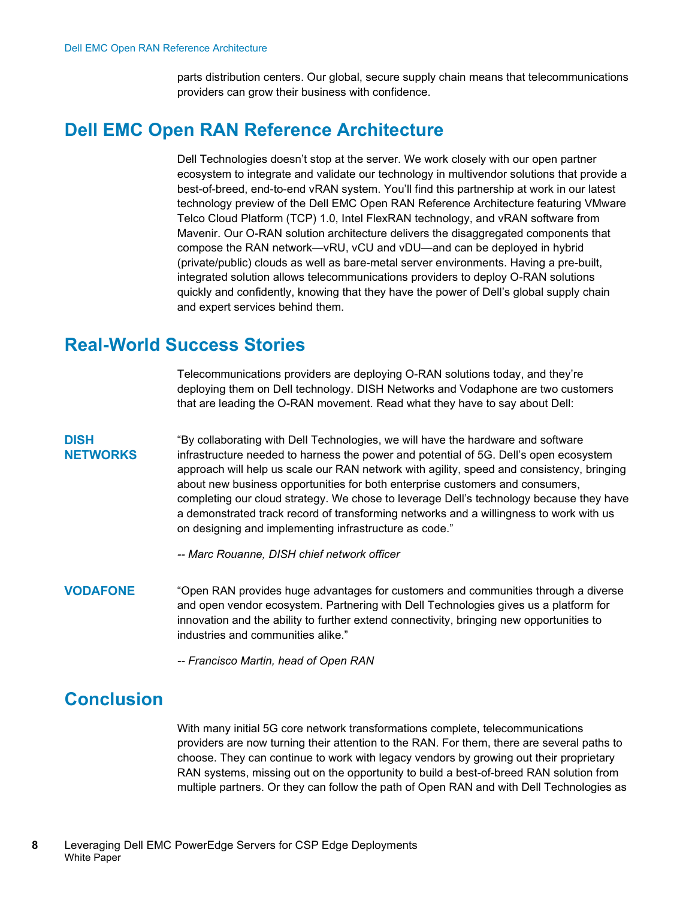parts distribution centers. Our global, secure supply chain means that telecommunications providers can grow their business with confidence.

## Dell EMC Open RAN Reference Architecture

Dell Technologies doesn't stop at the server. We work closely with our open partner ecosystem to integrate and validate our technology in multivendor solutions that provide a best-of-breed, end-to-end vRAN system. You'll find this partnership at work in our latest technology preview of the Dell EMC Open RAN Reference Architecture featuring VMware Telco Cloud Platform (TCP) 1.0, Intel FlexRAN technology, and vRAN software from Mavenir. Our O-RAN solution architecture delivers the disaggregated components that compose the RAN network—vRU, vCU and vDU—and can be deployed in hybrid (private/public) clouds as well as bare-metal server environments. Having a pre-built, integrated solution allows telecommunications providers to deploy O-RAN solutions quickly and confidently, knowing that they have the power of Dell's global supply chain and expert services behind them.

## Real-World Success Stories

Telecommunications providers are deploying O-RAN solutions today, and they're deploying them on Dell technology. DISH Networks and Vodaphone are two customers that are leading the O-RAN movement. Read what they have to say about Dell:

**DISH NETWORKS**

"By collaborating with Dell Technologies, we will have the hardware and software infrastructure needed to harness the power and potential of 5G. Dell's open ecosystem approach will help us scale our RAN network with agility, speed and consistency, bringing about new business opportunities for both enterprise customers and consumers, completing our cloud strategy. We chose to leverage Dell's technology because they have a demonstrated track record of transforming networks and a willingness to work with us on designing and implementing infrastructure as code."

*-- Marc Rouanne, DISH chief network officer*

**VODAFONE**

"Open RAN provides huge advantages for customers and communities through a diverse and open vendor ecosystem. Partnering with Dell Technologies gives us a platform for innovation and the ability to further extend connectivity, bringing new opportunities to industries and communities alike."

*-- Francisco Martin, head of Open RAN*

## Conclusion

With many initial 5G core network transformations complete, telecommunications providers are now turning their attention to the RAN. For them, there are several paths to choose. They can continue to work with legacy vendors by growing out their proprietary RAN systems, missing out on the opportunity to build a best-of-breed RAN solution from multiple partners. Or they can follow the path of Open RAN and with Dell Technologies as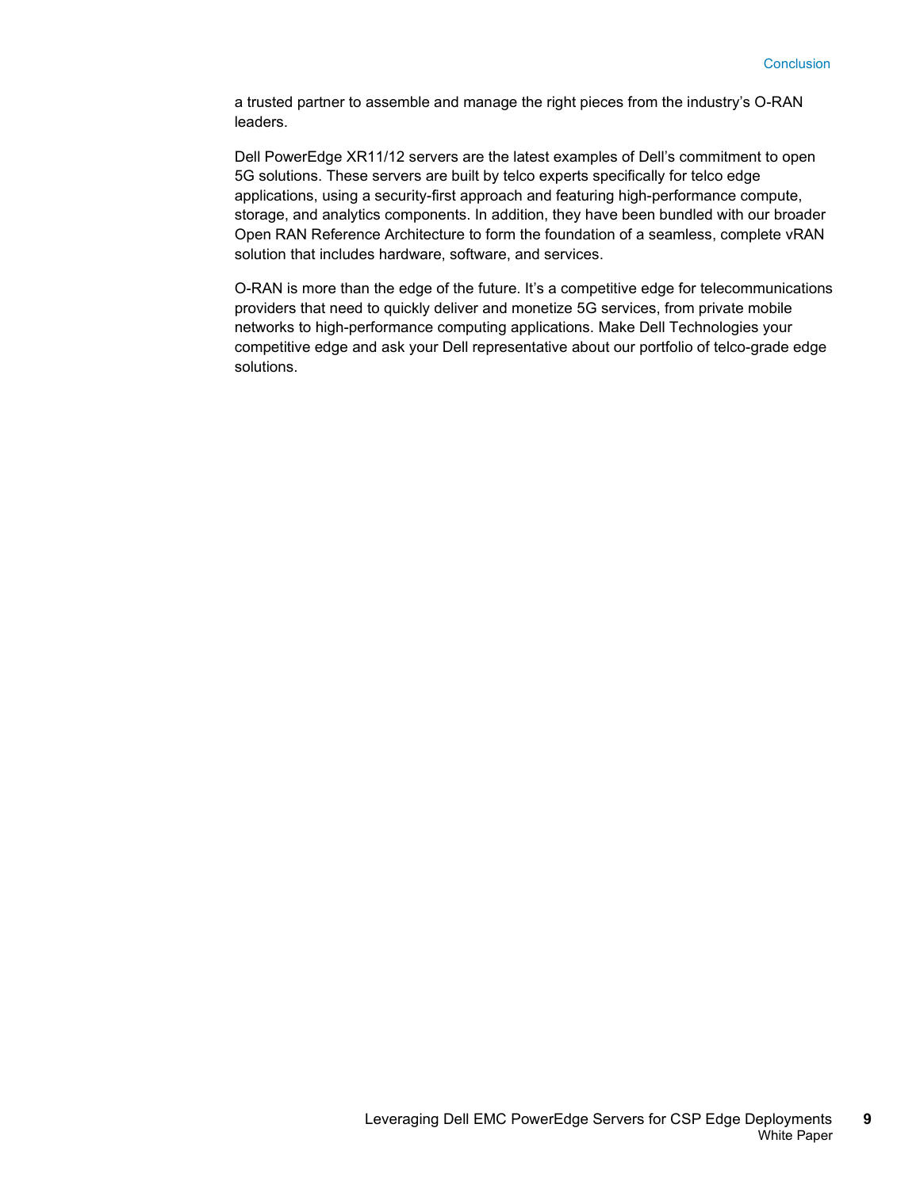a trusted partner to assemble and manage the right pieces from the industry's O-RAN leaders.

Dell PowerEdge XR11/12 servers are the latest examples of Dell's commitment to open 5G solutions. These servers are built by telco experts specifically for telco edge applications, using a security-first approach and featuring high-performance compute, storage, and analytics components. In addition, they have been bundled with our broader Open RAN Reference Architecture to form the foundation of a seamless, complete vRAN solution that includes hardware, software, and services.

O-RAN is more than the edge of the future. It's a competitive edge for telecommunications providers that need to quickly deliver and monetize 5G services, from private mobile networks to high-performance computing applications. Make Dell Technologies your competitive edge and ask your Dell representative about our portfolio of telco-grade edge solutions.